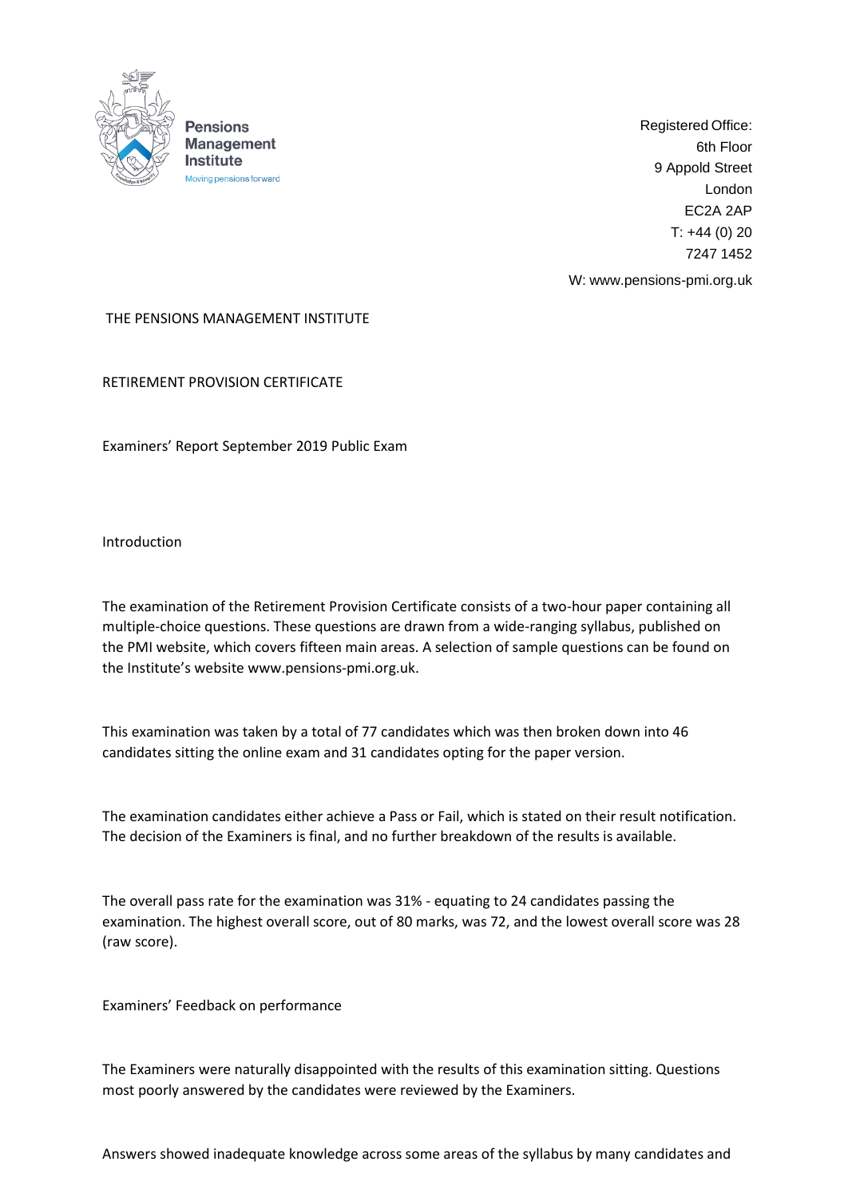**Pensions Management Institute**
Moving pensions forward

Registered Office:
6th Floor
9 Appold Street
London
EC2A 2AP
T: +44 (0) 20 7247 1452
W: www.pensions-pmi.org.uk

THE PENSIONS MANAGEMENT INSTITUTE

RETIREMENT PROVISION CERTIFICATE

Examiners' Report September 2019 Public Exam

## Introduction

The examination of the Retirement Provision Certificate consists of a two-hour paper containing all multiple-choice questions. These questions are drawn from a wide-ranging syllabus, published on the PMI website, which covers fifteen main areas. A selection of sample questions can be found on the Institute's website www.pensions-pmi.org.uk.

This examination was taken by a total of 77 candidates which was then broken down into 46 candidates sitting the online exam and 31 candidates opting for the paper version.

The examination candidates either achieve a Pass or Fail, which is stated on their result notification. The decision of the Examiners is final, and no further breakdown of the results is available.

The overall pass rate for the examination was 31% - equating to 24 candidates passing the examination. The highest overall score, out of 80 marks, was 72, and the lowest overall score was 28 (raw score).

## Examiners' Feedback on performance

The Examiners were naturally disappointed with the results of this examination sitting. Questions most poorly answered by the candidates were reviewed by the Examiners.

Answers showed inadequate knowledge across some areas of the syllabus by many candidates and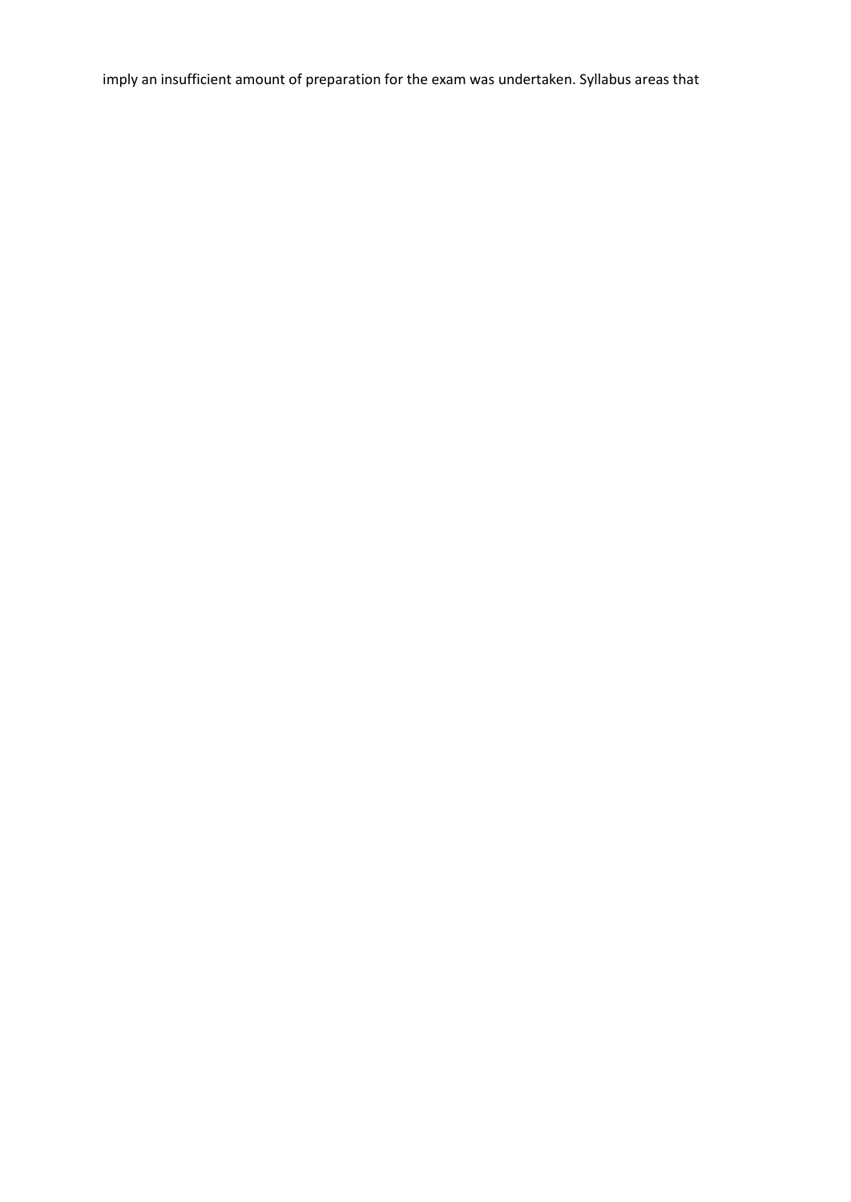imply an insufficient amount of preparation for the exam was undertaken. Syllabus areas that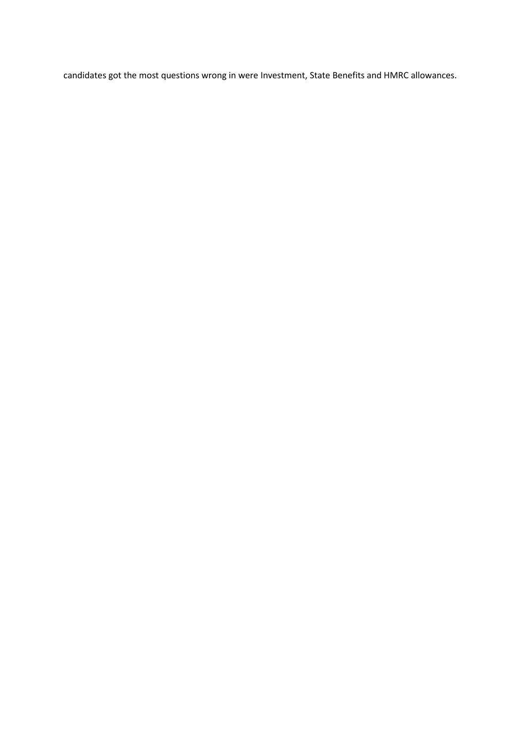candidates got the most questions wrong in were Investment, State Benefits and HMRC allowances.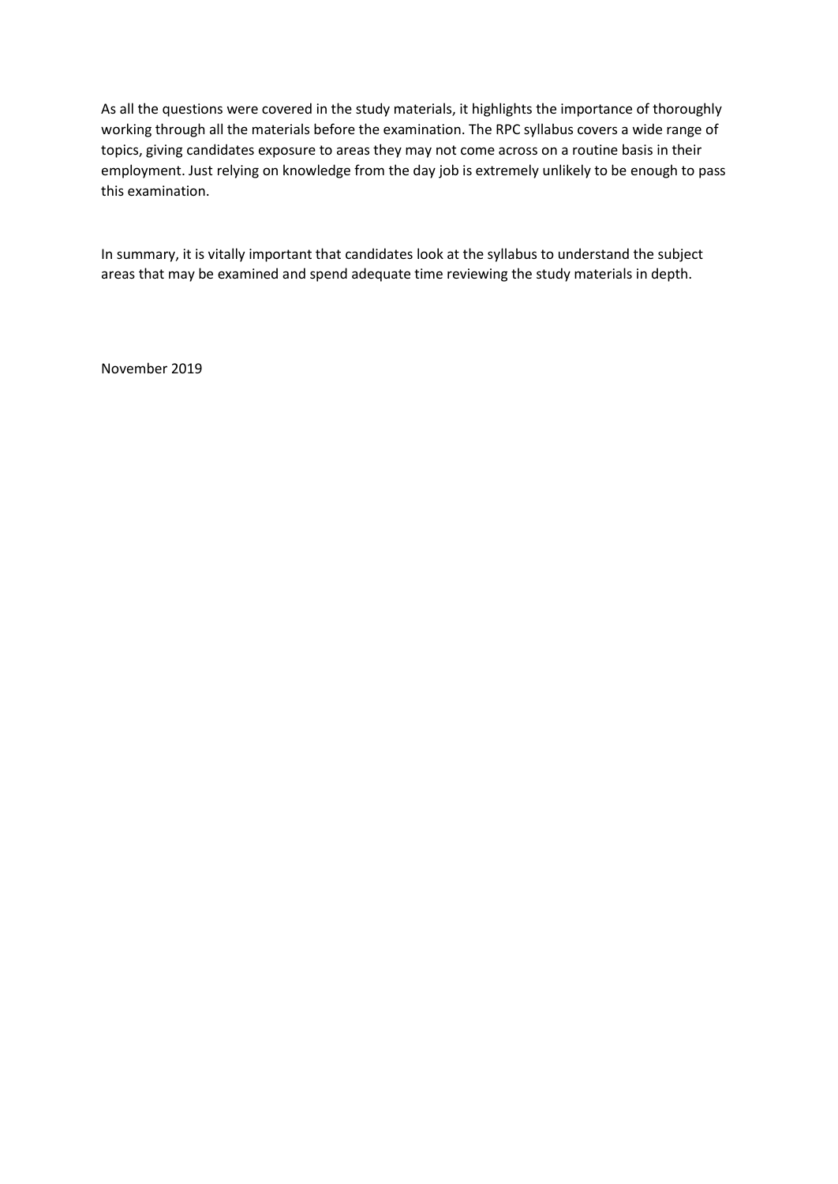As all the questions were covered in the study materials, it highlights the importance of thoroughly working through all the materials before the examination. The RPC syllabus covers a wide range of topics, giving candidates exposure to areas they may not come across on a routine basis in their employment. Just relying on knowledge from the day job is extremely unlikely to be enough to pass this examination.

In summary, it is vitally important that candidates look at the syllabus to understand the subject areas that may be examined and spend adequate time reviewing the study materials in depth.

November 2019